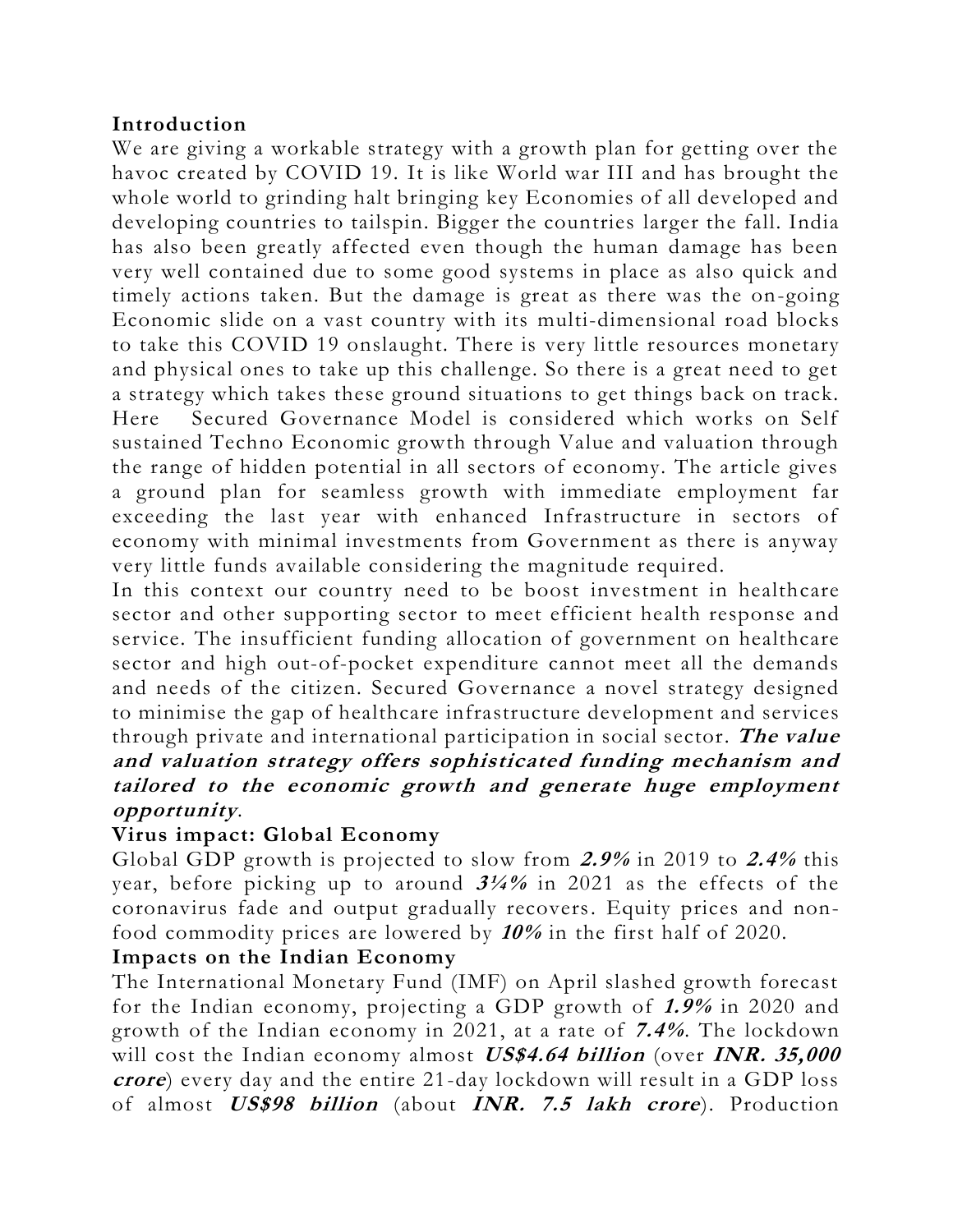**Introduction**

We are giving a workable strategy with a growth plan for getting over the havoc created by COVID 19. It is like World war III and has brought the whole world to grinding halt bringing key Economies of all developed and developing countries to tailspin. Bigger the countries larger the fall. India has also been greatly affected even though the human damage has been very well contained due to some good systems in place as also quick and timely actions taken. But the damage is great as there was the on-going Economic slide on a vast country with its multi-dimensional road blocks to take this COVID 19 onslaught. There is very little resources monetary and physical ones to take up this challenge. So there is a great need to get a strategy which takes these ground situations to get things back on track. Here Secured Governance Model is considered which works on Self sustained Techno Economic growth through Value and valuation through the range of hidden potential in all sectors of economy. The article gives a ground plan for seamless growth with immediate employment far exceeding the last year with enhanced Infrastructure in sectors of economy with minimal investments from Government as there is anyway very little funds available considering the magnitude required.

In this context our country need to be boost investment in healthcare sector and other supporting sector to meet efficient health response and service. The insufficient funding allocation of government on healthcare sector and high out-of-pocket expenditure cannot meet all the demands and needs of the citizen. Secured Governance a novel strategy designed to minimise the gap of healthcare infrastructure development and services through private and international participation in social sector. ***The value and valuation strategy offers sophisticated funding mechanism and tailored to the economic growth and generate huge employment opportunity***.

**Virus impact: Global Economy**

Global GDP growth is projected to slow from ***2.9%*** in 2019 to ***2.4%*** this year, before picking up to around ***3¼%*** in 2021 as the effects of the coronavirus fade and output gradually recovers. Equity prices and non-food commodity prices are lowered by ***10%*** in the first half of 2020.

**Impacts on the Indian Economy**

The International Monetary Fund (IMF) on April slashed growth forecast for the Indian economy, projecting a GDP growth of ***1.9%*** in 2020 and growth of the Indian economy in 2021, at a rate of ***7.4%***. The lockdown will cost the Indian economy almost ***US$4.64 billion*** (over ***INR. 35,000 crore***) every day and the entire 21-day lockdown will result in a GDP loss of almost ***US$98 billion*** (about ***INR. 7.5 lakh crore***). Production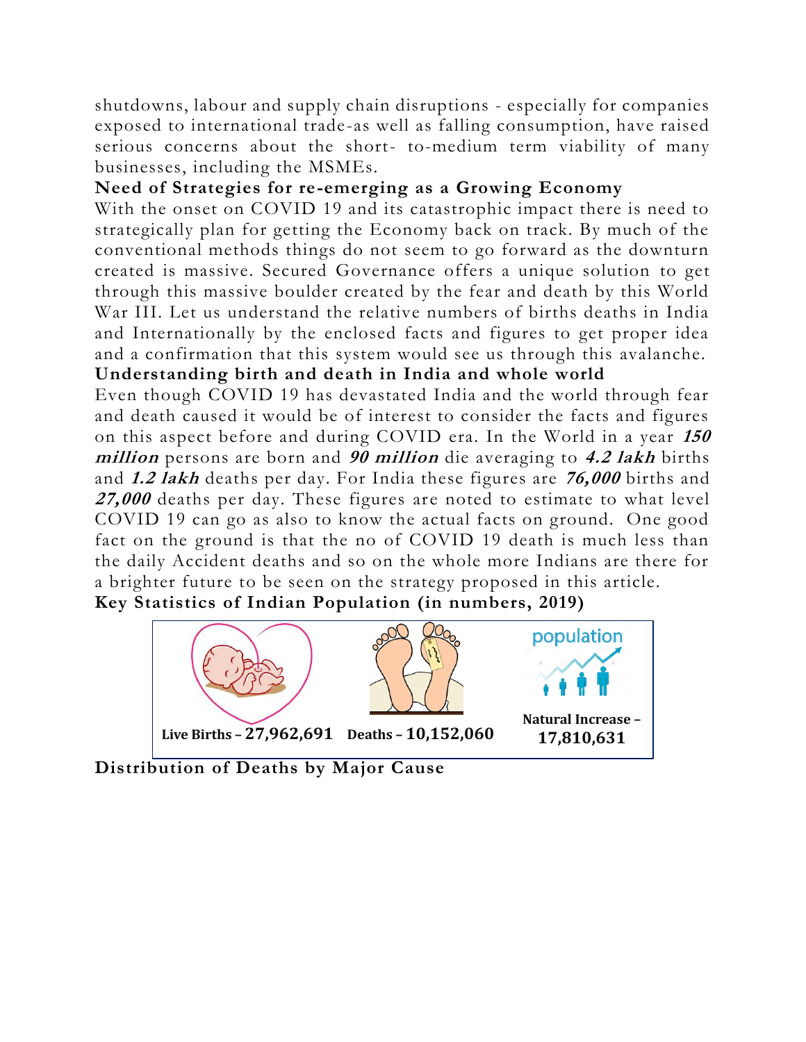shutdowns, labour and supply chain disruptions - especially for companies exposed to international trade-as well as falling consumption, have raised serious concerns about the short- to-medium term viability of many businesses, including the MSMEs.

**Need of Strategies for re-emerging as a Growing Economy**

With the onset on COVID 19 and its catastrophic impact there is need to strategically plan for getting the Economy back on track. By much of the conventional methods things do not seem to go forward as the downturn created is massive. Secured Governance offers a unique solution to get through this massive boulder created by the fear and death by this World War III. Let us understand the relative numbers of births deaths in India and Internationally by the enclosed facts and figures to get proper idea and a confirmation that this system would see us through this avalanche.

**Understanding birth and death in India and whole world**

Even though COVID 19 has devastated India and the world through fear and death caused it would be of interest to consider the facts and figures on this aspect before and during COVID era. In the World in a year ***150 million*** persons are born and ***90 million*** die averaging to ***4.2 lakh*** births and ***1.2 lakh*** deaths per day. For India these figures are ***76,000*** births and ***27,000*** deaths per day. These figures are noted to estimate to what level COVID 19 can go as also to know the actual facts on ground. One good fact on the ground is that the no of COVID 19 death is much less than the daily Accident deaths and so on the whole more Indians are there for a brighter future to be seen on the strategy proposed in this article.

**Key Statistics of Indian Population (in numbers, 2019)**

**Live Births – 27,962,691**

**Deaths – 10,152,060**

population

**Natural Increase – 17,810,631**

**Distribution of Deaths by Major Cause**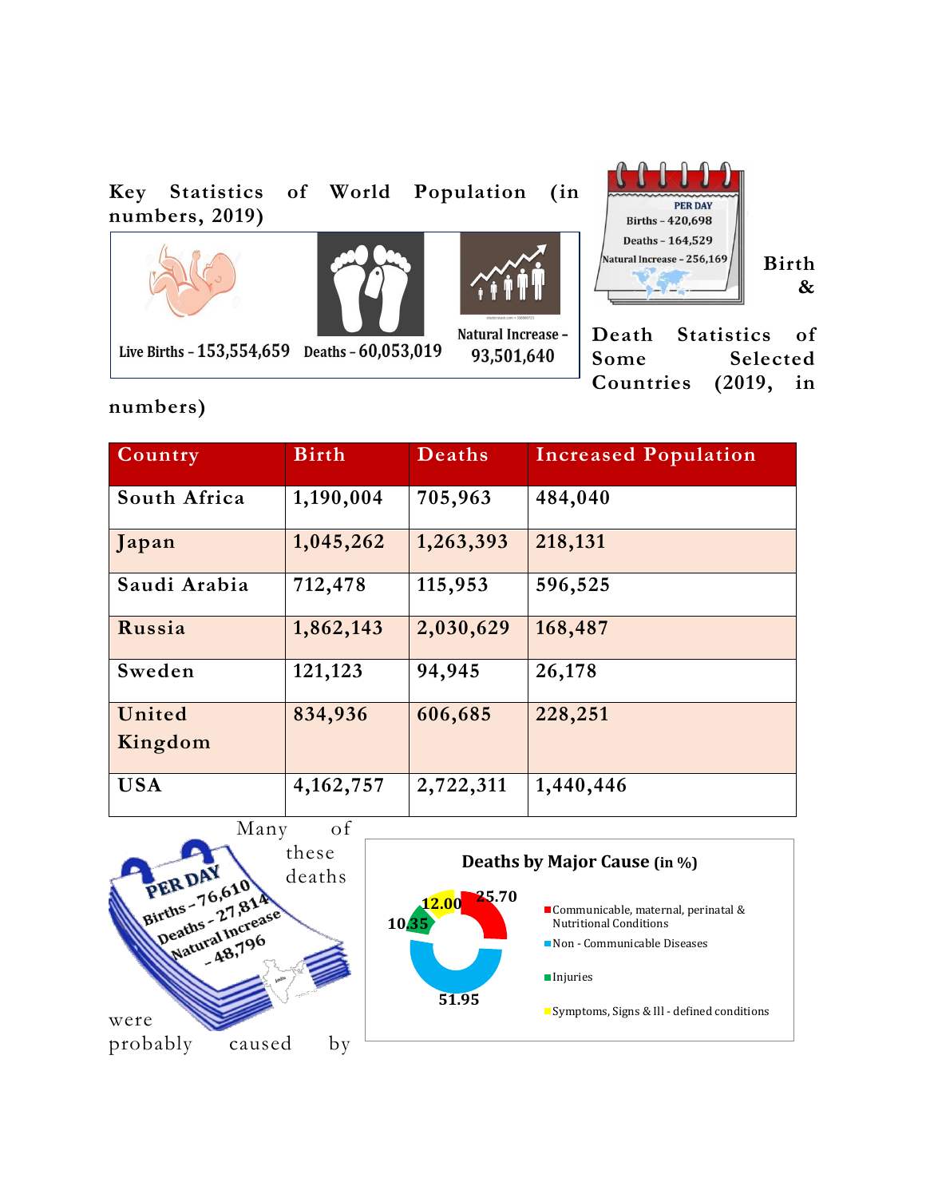**Key Statistics of World Population (in numbers, 2019)**

Live Births - 153,554,659

Deaths - 60,053,019

Natural Increase - 93,501,640

PER DAY

Births - 420,698

Deaths - 164,529

Natural Increase - 256,169

**Birth & Death Statistics of Some Selected Countries (2019, in numbers)**

| Country | Birth | Deaths | Increased Population |
|---|---|---|---|
| South Africa | 1,190,004 | 705,963 | 484,040 |
| Japan | 1,045,262 | 1,263,393 | 218,131 |
| Saudi Arabia | 712,478 | 115,953 | 596,525 |
| Russia | 1,862,143 | 2,030,629 | 168,487 |
| Sweden | 121,123 | 94,945 | 26,178 |
| United Kingdom | 834,936 | 606,685 | 228,251 |
| USA | 4,162,757 | 2,722,311 | 1,440,446 |

PER DAY

Births - 76,610

Deaths - 27,814

Natural Increase - 48,796

India

Many of these deaths were probably caused by

**Deaths by Major Cause (in %)**

25.70

51.95

10.35

12.00

Communicable, maternal, perinatal & Nutritional Conditions

Non - Communicable Diseases

Injuries

Symptoms, Signs & Ill - defined conditions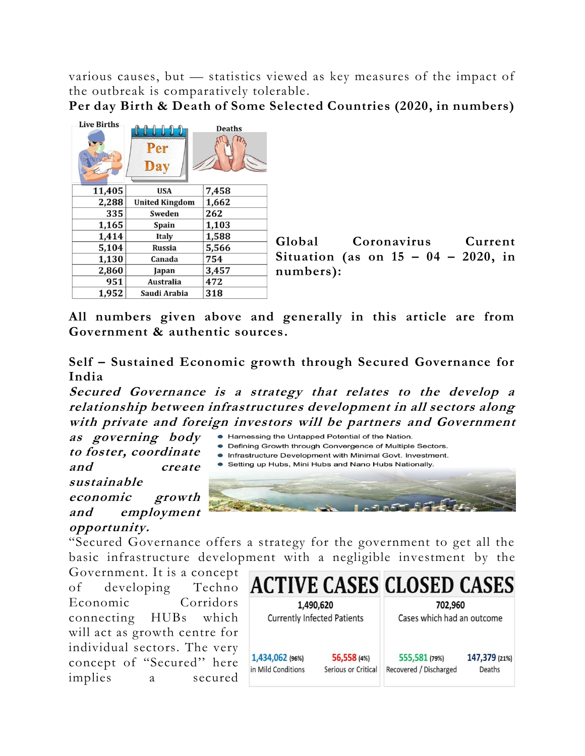various causes, but — statistics viewed as key measures of the impact of the outbreak is comparatively tolerable.

**Per day Birth & Death of Some Selected Countries (2020, in numbers)**

| Live Births | Per Day | Deaths |
|---|---|---|
| 11,405 | USA | 7,458 |
| 2,288 | United Kingdom | 1,662 |
| 335 | Sweden | 262 |
| 1,165 | Spain | 1,103 |
| 1,414 | Italy | 1,588 |
| 5,104 | Russia | 5,566 |
| 1,130 | Canada | 754 |
| 2,860 | Japan | 3,457 |
| 951 | Australia | 472 |
| 1,952 | Saudi Arabia | 318 |

**Global Coronavirus Current Situation (as on 15 – 04 – 2020, in numbers):**

ACTIVE CASES

1,490,620

Currently Infected Patients

1,434,062 (96%) in Mild Conditions

56,558 (4%) Serious or Critical

CLOSED CASES

702,960

Cases which had an outcome

555,581 (79%) Recovered / Discharged

147,379 (21%) Deaths

**All numbers given above and generally in this article are from Government & authentic sources.**

**Self – Sustained Economic growth through Secured Governance for India**

***Secured Governance is a strategy that relates to the develop a relationship between infrastructures development in all sectors along with private and foreign investors will be partners and Government as governing body to foster, coordinate and create sustainable economic growth and employment opportunity.***

- Harnessing the Untapped Potential of the Nation.
- Defining Growth through Convergence of Multiple Sectors.
- Infrastructure Development with Minimal Govt. Investment.
- Setting up Hubs, Mini Hubs and Nano Hubs Nationally.

"Secured Governance offers a strategy for the government to get all the basic infrastructure development with a negligible investment by the Government. It is a concept of developing Techno Economic Corridors connecting HUBs which will act as growth centre for individual sectors. The very concept of "Secured" here implies a secured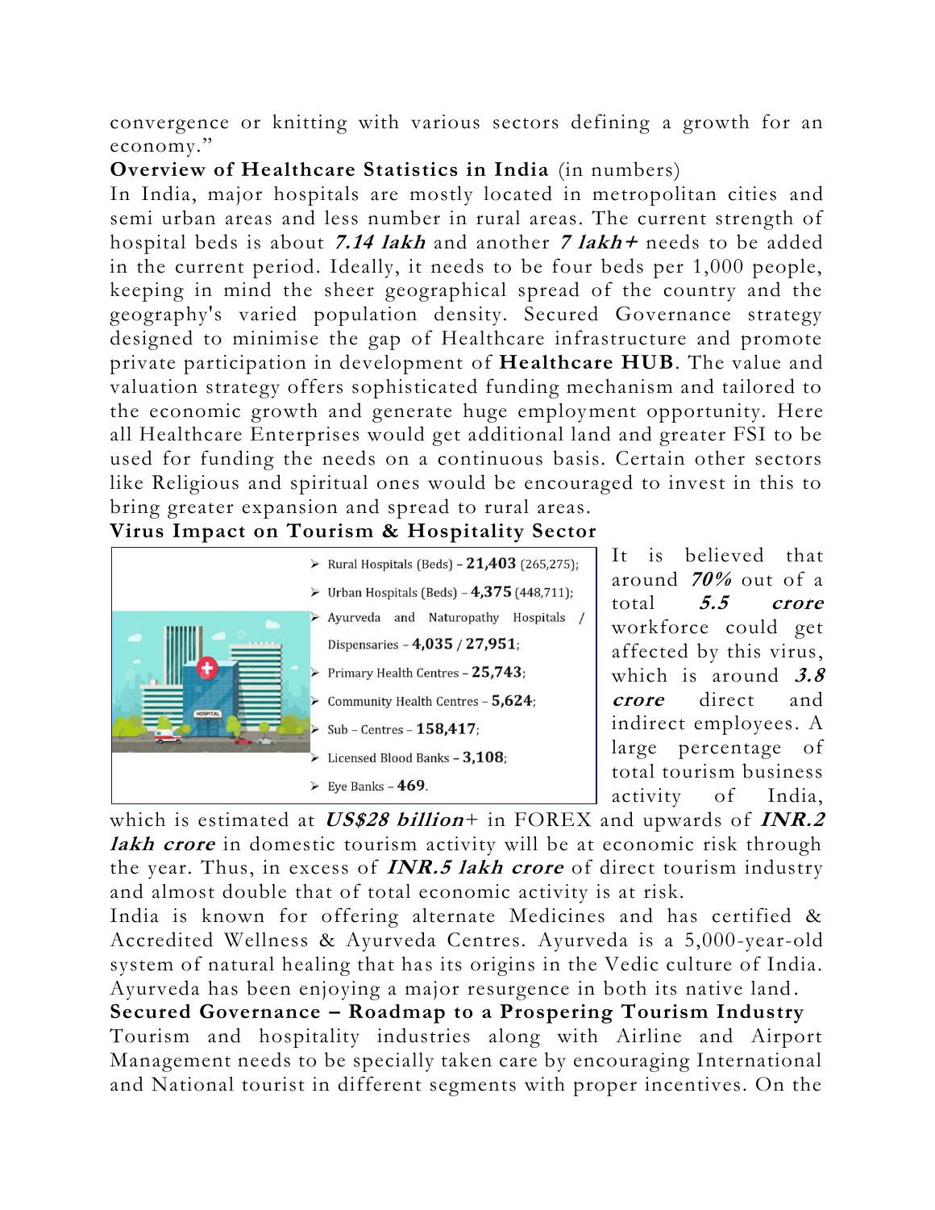convergence or knitting with various sectors defining a growth for an economy."

**Overview of Healthcare Statistics in India** (in numbers)

In India, major hospitals are mostly located in metropolitan cities and semi urban areas and less number in rural areas. The current strength of hospital beds is about ***7.14 lakh*** and another ***7 lakh+*** needs to be added in the current period. Ideally, it needs to be four beds per 1,000 people, keeping in mind the sheer geographical spread of the country and the geography's varied population density. Secured Governance strategy designed to minimise the gap of Healthcare infrastructure and promote private participation in development of **Healthcare HUB**. The value and valuation strategy offers sophisticated funding mechanism and tailored to the economic growth and generate huge employment opportunity. Here all Healthcare Enterprises would get additional land and greater FSI to be used for funding the needs on a continuous basis. Certain other sectors like Religious and spiritual ones would be encouraged to invest in this to bring greater expansion and spread to rural areas.

- Rural Hospitals (Beds) – **21,403** (265,275);
- Urban Hospitals (Beds) – **4,375** (448,711);
- Ayurveda and Naturopathy Hospitals / Dispensaries – **4,035 / 27,951**;
- Primary Health Centres – **25,743**;
- Community Health Centres – **5,624**;
- Sub – Centres – **158,417**;
- Licensed Blood Banks – **3,108**;
- Eye Banks – **469**.

**Virus Impact on Tourism & Hospitality Sector**

It is believed that around ***70%*** out of a total ***5.5 crore*** workforce could get affected by this virus, which is around ***3.8 crore*** direct and indirect employees. A large percentage of total tourism business activity of India, which is estimated at ***US$28 billion+*** in FOREX and upwards of ***INR.2 lakh crore*** in domestic tourism activity will be at economic risk through the year. Thus, in excess of ***INR.5 lakh crore*** of direct tourism industry and almost double that of total economic activity is at risk.

India is known for offering alternate Medicines and has certified & Accredited Wellness & Ayurveda Centres. Ayurveda is a 5,000-year-old system of natural healing that has its origins in the Vedic culture of India. Ayurveda has been enjoying a major resurgence in both its native land.

**Secured Governance – Roadmap to a Prospering Tourism Industry**

Tourism and hospitality industries along with Airline and Airport Management needs to be specially taken care by encouraging International and National tourist in different segments with proper incentives. On the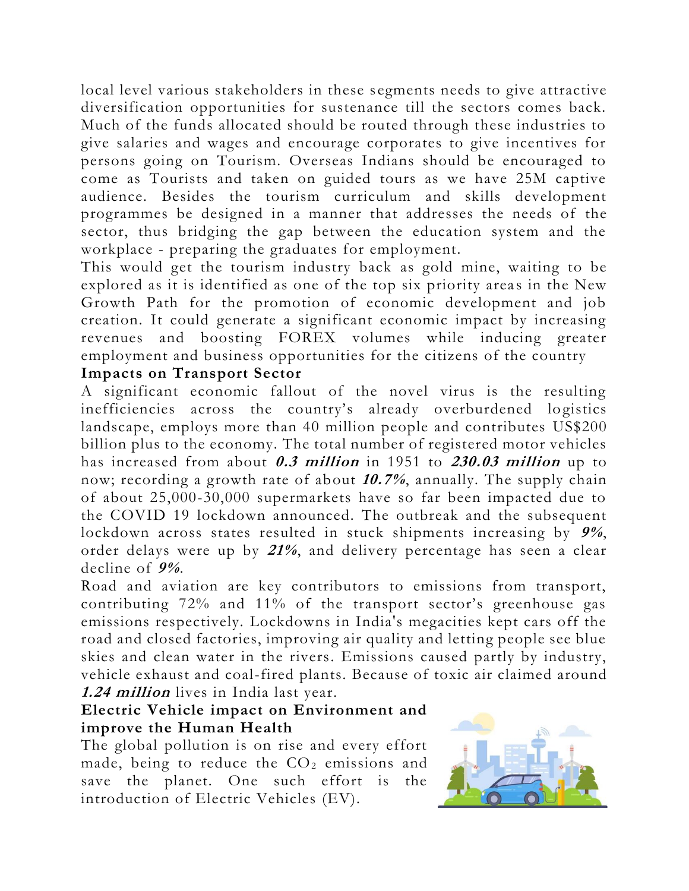local level various stakeholders in these segments needs to give attractive diversification opportunities for sustenance till the sectors comes back. Much of the funds allocated should be routed through these industries to give salaries and wages and encourage corporates to give incentives for persons going on Tourism. Overseas Indians should be encouraged to come as Tourists and taken on guided tours as we have 25M captive audience. Besides the tourism curriculum and skills development programmes be designed in a manner that addresses the needs of the sector, thus bridging the gap between the education system and the workplace - preparing the graduates for employment.

This would get the tourism industry back as gold mine, waiting to be explored as it is identified as one of the top six priority areas in the New Growth Path for the promotion of economic development and job creation. It could generate a significant economic impact by increasing revenues and boosting FOREX volumes while inducing greater employment and business opportunities for the citizens of the country

**Impacts on Transport Sector**

A significant economic fallout of the novel virus is the resulting inefficiencies across the country's already overburdened logistics landscape, employs more than 40 million people and contributes US$200 billion plus to the economy. The total number of registered motor vehicles has increased from about ***0.3 million*** in 1951 to ***230.03 million*** up to now; recording a growth rate of about ***10.7%***, annually. The supply chain of about 25,000-30,000 supermarkets have so far been impacted due to the COVID 19 lockdown announced. The outbreak and the subsequent lockdown across states resulted in stuck shipments increasing by ***9%***, order delays were up by ***21%***, and delivery percentage has seen a clear decline of ***9%***.

Road and aviation are key contributors to emissions from transport, contributing 72% and 11% of the transport sector's greenhouse gas emissions respectively. Lockdowns in India's megacities kept cars off the road and closed factories, improving air quality and letting people see blue skies and clean water in the rivers. Emissions caused partly by industry, vehicle exhaust and coal-fired plants. Because of toxic air claimed around ***1.24 million*** lives in India last year.

**Electric Vehicle impact on Environment and improve the Human Health**

The global pollution is on rise and every effort made, being to reduce the $CO_2$ emissions and save the planet. One such effort is the introduction of Electric Vehicles (EV).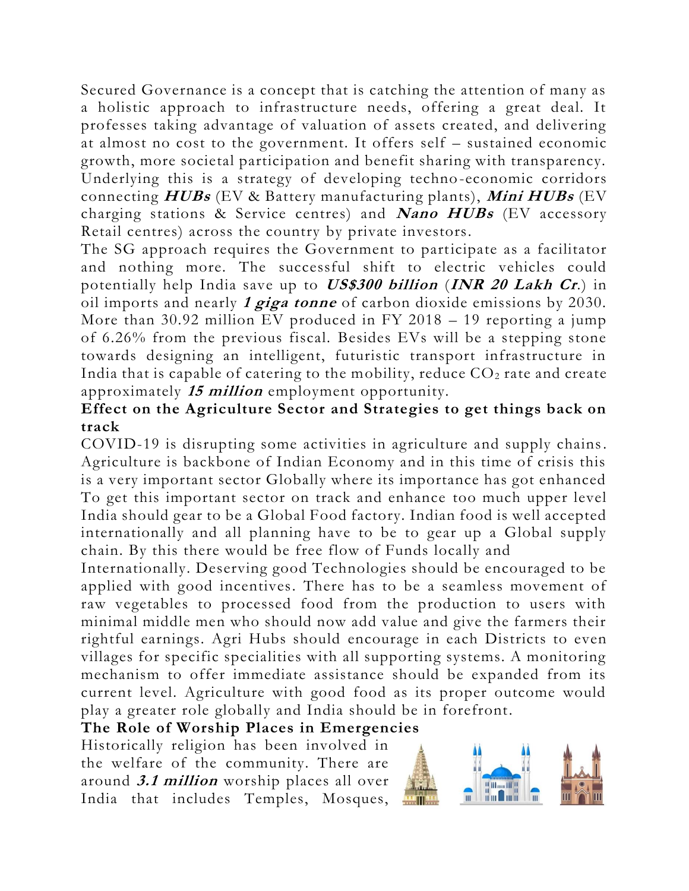Secured Governance is a concept that is catching the attention of many as a holistic approach to infrastructure needs, offering a great deal. It professes taking advantage of valuation of assets created, and delivering at almost no cost to the government. It offers self – sustained economic growth, more societal participation and benefit sharing with transparency. Underlying this is a strategy of developing techno-economic corridors connecting ***HUBs*** (EV & Battery manufacturing plants), ***Mini HUBs*** (EV charging stations & Service centres) and ***Nano HUBs*** (EV accessory Retail centres) across the country by private investors.

The SG approach requires the Government to participate as a facilitator and nothing more. The successful shift to electric vehicles could potentially help India save up to ***US$300 billion*** (***INR 20 Lakh Cr***.) in oil imports and nearly ***1 giga tonne*** of carbon dioxide emissions by 2030. More than 30.92 million EV produced in FY 2018 – 19 reporting a jump of 6.26% from the previous fiscal. Besides EVs will be a stepping stone towards designing an intelligent, futuristic transport infrastructure in India that is capable of catering to the mobility, reduce $CO_2$ rate and create approximately ***15 million*** employment opportunity.

**Effect on the Agriculture Sector and Strategies to get things back on track**

COVID-19 is disrupting some activities in agriculture and supply chains. Agriculture is backbone of Indian Economy and in this time of crisis this is a very important sector Globally where its importance has got enhanced To get this important sector on track and enhance too much upper level India should gear to be a Global Food factory. Indian food is well accepted internationally and all planning have to be to gear up a Global supply chain. By this there would be free flow of Funds locally and Internationally. Deserving good Technologies should be encouraged to be applied with good incentives. There has to be a seamless movement of raw vegetables to processed food from the production to users with minimal middle men who should now add value and give the farmers their rightful earnings. Agri Hubs should encourage in each Districts to even villages for specific specialities with all supporting systems. A monitoring mechanism to offer immediate assistance should be expanded from its current level. Agriculture with good food as its proper outcome would play a greater role globally and India should be in forefront.

**The Role of Worship Places in Emergencies**

Historically religion has been involved in the welfare of the community. There are around ***3.1 million*** worship places all over India that includes Temples, Mosques,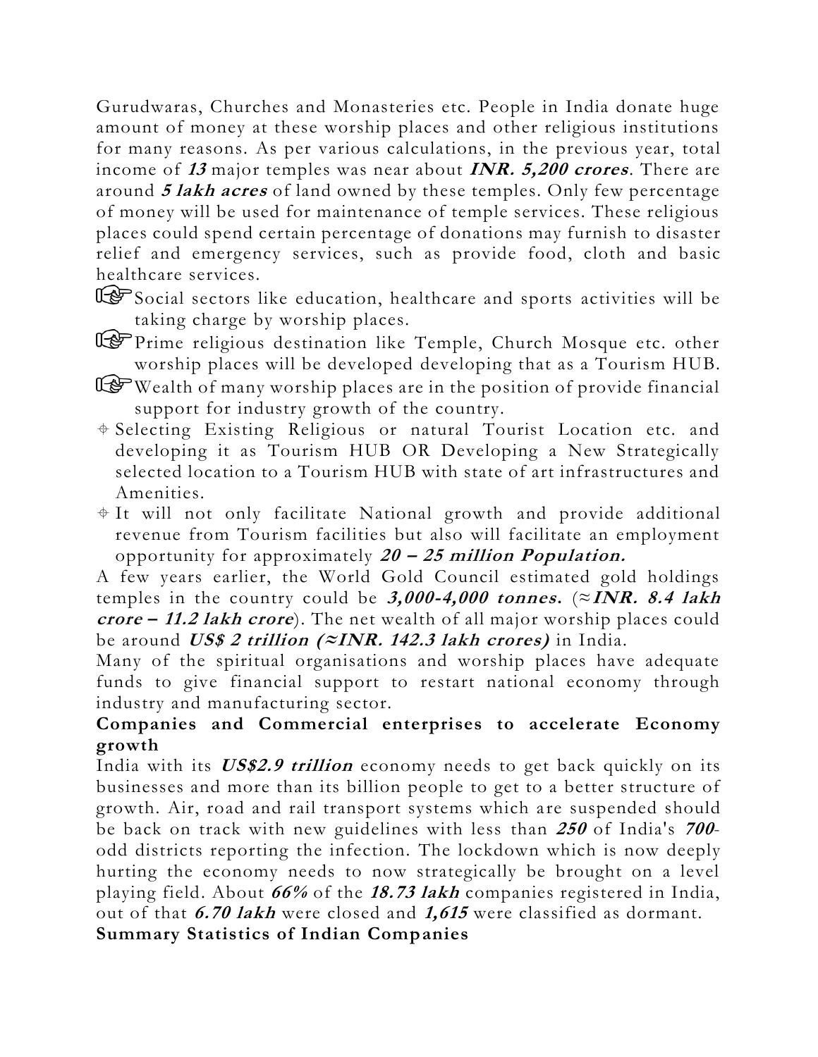Gurudwaras, Churches and Monasteries etc. People in India donate huge amount of money at these worship places and other religious institutions for many reasons. As per various calculations, in the previous year, total income of ***13*** major temples was near about ***INR. 5,200 crores***. There are around ***5 lakh acres*** of land owned by these temples. Only few percentage of money will be used for maintenance of temple services. These religious places could spend certain percentage of donations may furnish to disaster relief and emergency services, such as provide food, cloth and basic healthcare services.

- ☞ Social sectors like education, healthcare and sports activities will be taking charge by worship places.
- ☞ Prime religious destination like Temple, Church Mosque etc. other worship places will be developed developing that as a Tourism HUB.
- ☞ Wealth of many worship places are in the position of provide financial support for industry growth of the country.

- Selecting Existing Religious or natural Tourist Location etc. and developing it as Tourism HUB OR Developing a New Strategically selected location to a Tourism HUB with state of art infrastructures and Amenities.
- It will not only facilitate National growth and provide additional revenue from Tourism facilities but also will facilitate an employment opportunity for approximately ***20 – 25 million Population.***

A few years earlier, the World Gold Council estimated gold holdings temples in the country could be ***3,000-4,000 tonnes.*** (≈***INR. 8.4 lakh crore – 11.2 lakh crore***). The net wealth of all major worship places could be around ***US$ 2 trillion (≈INR. 142.3 lakh crores)*** in India.

Many of the spiritual organisations and worship places have adequate funds to give financial support to restart national economy through industry and manufacturing sector.

**Companies and Commercial enterprises to accelerate Economy growth**

India with its ***US$2.9 trillion*** economy needs to get back quickly on its businesses and more than its billion people to get to a better structure of growth. Air, road and rail transport systems which are suspended should be back on track with new guidelines with less than ***250*** of India's ***700***-odd districts reporting the infection. The lockdown which is now deeply hurting the economy needs to now strategically be brought on a level playing field. About ***66%*** of the ***18.73 lakh*** companies registered in India, out of that ***6.70 lakh*** were closed and ***1,615*** were classified as dormant.

**Summary Statistics of Indian Companies**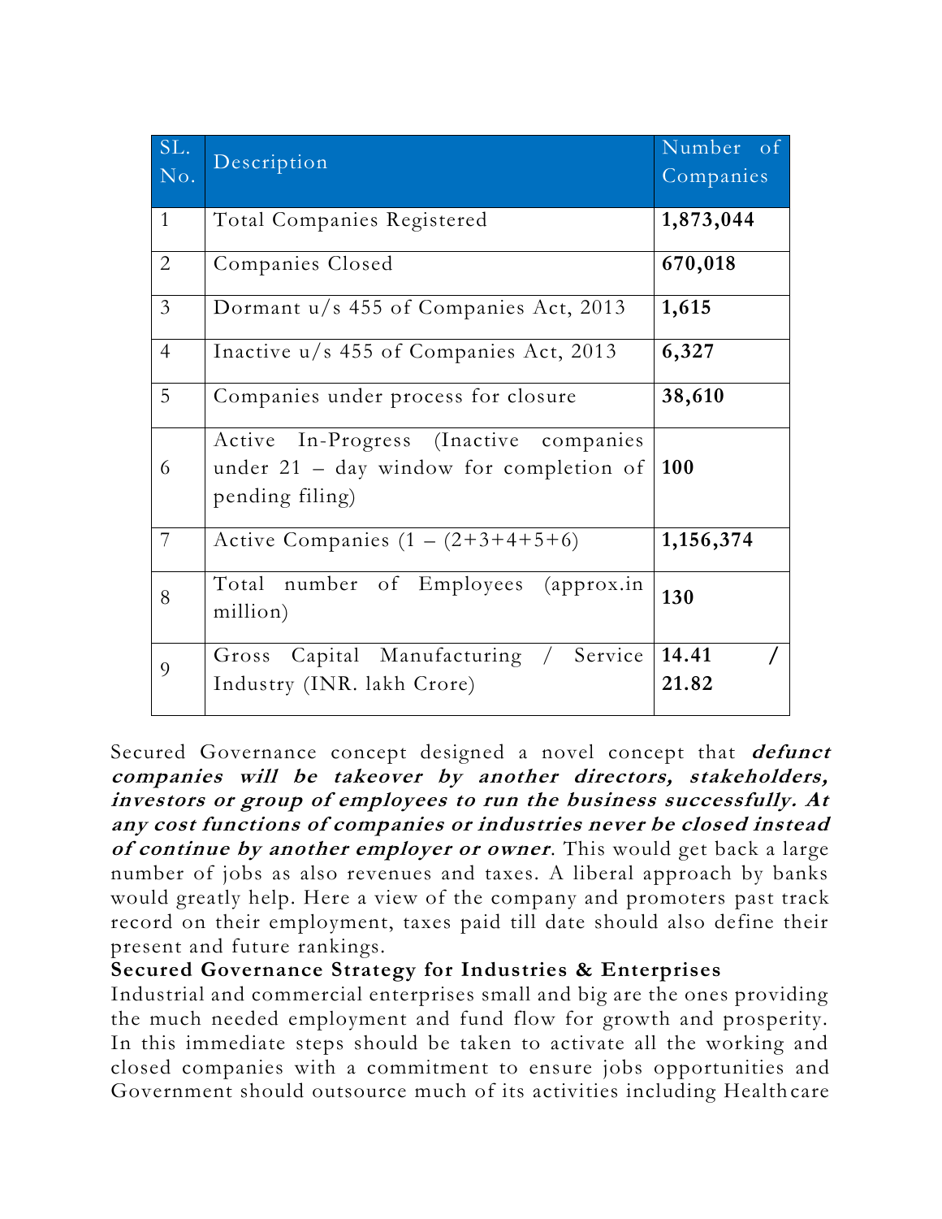| SL. No. | Description | Number of Companies |
|---|---|---|
| 1 | Total Companies Registered | **1,873,044** |
| 2 | Companies Closed | **670,018** |
| 3 | Dormant u/s 455 of Companies Act, 2013 | **1,615** |
| 4 | Inactive u/s 455 of Companies Act, 2013 | **6,327** |
| 5 | Companies under process for closure | **38,610** |
| 6 | Active In-Progress (Inactive companies under 21 – day window for completion of pending filing) | **100** |
| 7 | Active Companies (1 – (2+3+4+5+6) | **1,156,374** |
| 8 | Total number of Employees (approx.in million) | **130** |
| 9 | Gross Capital Manufacturing / Service Industry (INR. lakh Crore) | **14.41 / 21.82** |

Secured Governance concept designed a novel concept that ***defunct companies will be takeover by another directors, stakeholders, investors or group of employees to run the business successfully. At any cost functions of companies or industries never be closed instead of continue by another employer or owner***. This would get back a large number of jobs as also revenues and taxes. A liberal approach by banks would greatly help. Here a view of the company and promoters past track record on their employment, taxes paid till date should also define their present and future rankings.

**Secured Governance Strategy for Industries & Enterprises**

Industrial and commercial enterprises small and big are the ones providing the much needed employment and fund flow for growth and prosperity. In this immediate steps should be taken to activate all the working and closed companies with a commitment to ensure jobs opportunities and Government should outsource much of its activities including Healthcare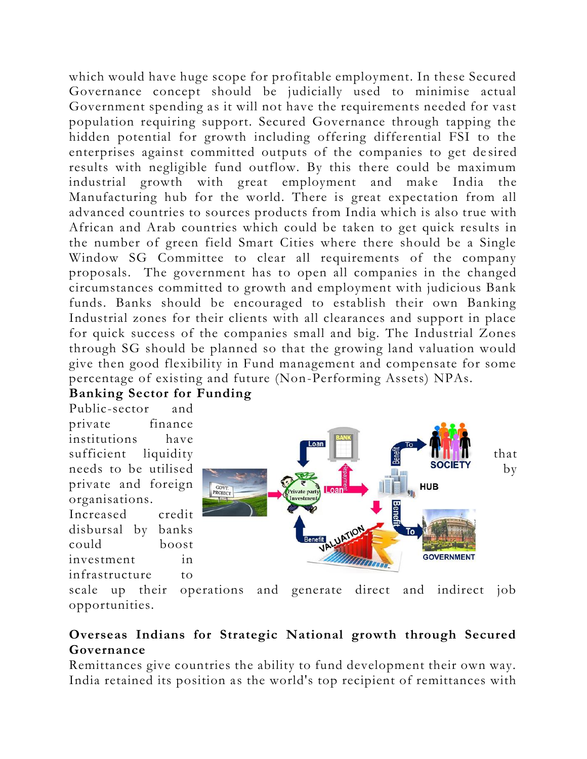which would have huge scope for profitable employment. In these Secured Governance concept should be judicially used to minimise actual Government spending as it will not have the requirements needed for vast population requiring support. Secured Governance through tapping the hidden potential for growth including offering differential FSI to the enterprises against committed outputs of the companies to get desired results with negligible fund outflow. By this there could be maximum industrial growth with great employment and make India the Manufacturing hub for the world. There is great expectation from all advanced countries to sources products from India which is also true with African and Arab countries which could be taken to get quick results in the number of green field Smart Cities where there should be a Single Window SG Committee to clear all requirements of the company proposals. The government has to open all companies in the changed circumstances committed to growth and employment with judicious Bank funds. Banks should be encouraged to establish their own Banking Industrial zones for their clients with all clearances and support in place for quick success of the companies small and big. The Industrial Zones through SG should be planned so that the growing land valuation would give then good flexibility in Fund management and compensate for some percentage of existing and future (Non-Performing Assets) NPAs.

**Banking Sector for Funding**

Public-sector and private finance institutions have sufficient liquidity that needs to be utilised by private and foreign organisations. Increased credit disbursal by banks could boost investment in infrastructure to scale up their operations and generate direct and indirect job opportunities.

**Overseas Indians for Strategic National growth through Secured Governance**

Remittances give countries the ability to fund development their own way. India retained its position as the world's top recipient of remittances with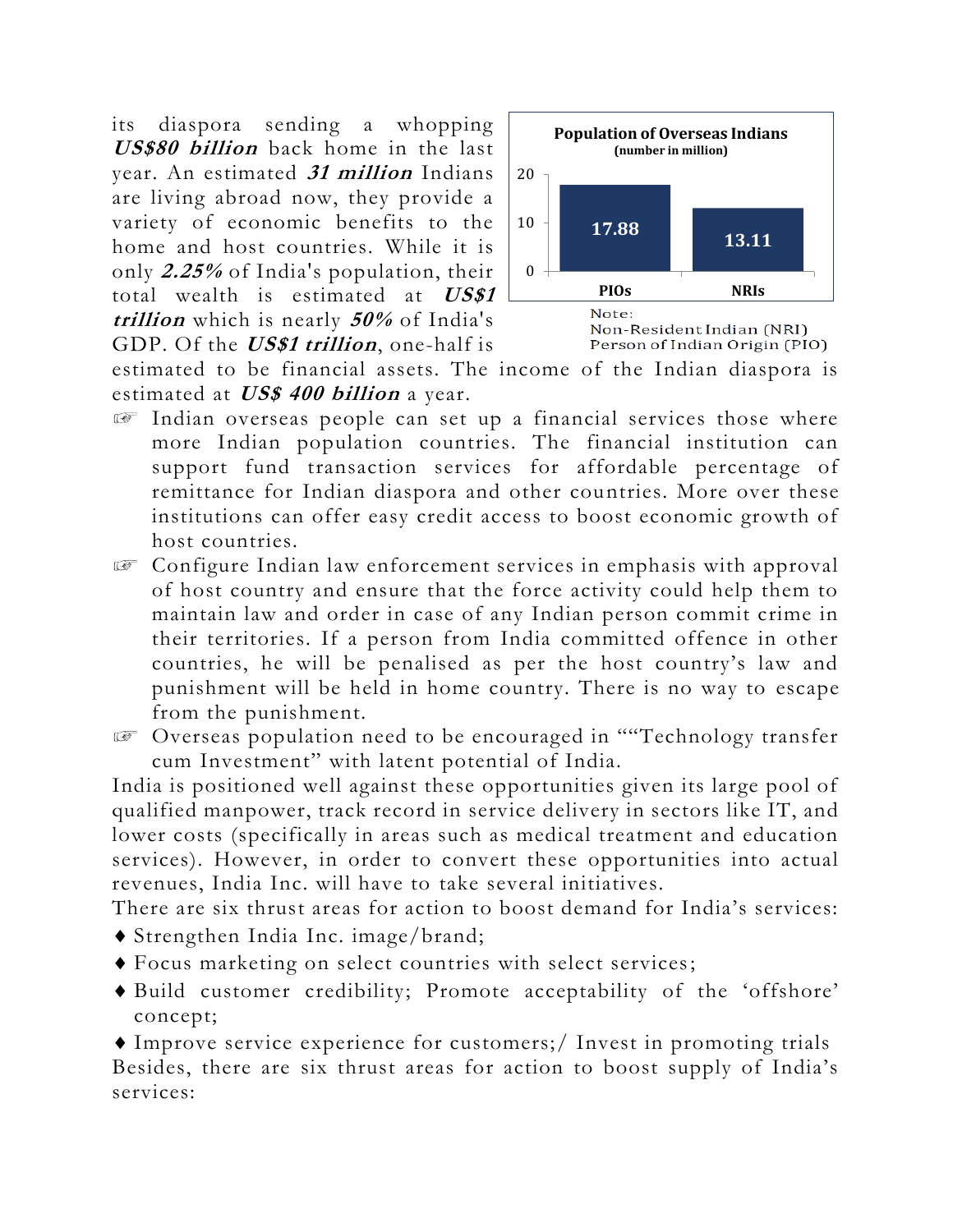its diaspora sending a whopping ***US$80 billion*** back home in the last year. An estimated ***31 million*** Indians are living abroad now, they provide a variety of economic benefits to the home and host countries. While it is only ***2.25%*** of India's population, their total wealth is estimated at ***US$1 trillion*** which is nearly ***50%*** of India's GDP. Of the ***US$1 trillion***, one-half is estimated to be financial assets. The income of the Indian diaspora is estimated at ***US$ 400 billion*** a year.

**Population of Overseas Indians**
**(number in million)**

20
10
0
17.88
13.11
**PIOs**
**NRIs**

Note:
Non-Resident Indian (NRI)
Person of Indian Origin (PIO)

- ☞ Indian overseas people can set up a financial services those where more Indian population countries. The financial institution can support fund transaction services for affordable percentage of remittance for Indian diaspora and other countries. More over these institutions can offer easy credit access to boost economic growth of host countries.
- ☞ Configure Indian law enforcement services in emphasis with approval of host country and ensure that the force activity could help them to maintain law and order in case of any Indian person commit crime in their territories. If a person from India committed offence in other countries, he will be penalised as per the host country's law and punishment will be held in home country. There is no way to escape from the punishment.
- ☞ Overseas population need to be encouraged in ""Technology transfer cum Investment" with latent potential of India.

India is positioned well against these opportunities given its large pool of qualified manpower, track record in service delivery in sectors like IT, and lower costs (specifically in areas such as medical treatment and education services). However, in order to convert these opportunities into actual revenues, India Inc. will have to take several initiatives.

There are six thrust areas for action to boost demand for India's services:

- ♦ Strengthen India Inc. image/brand;
- ♦ Focus marketing on select countries with select services;
- ♦ Build customer credibility; Promote acceptability of the 'offshore' concept;
- ♦ Improve service experience for customers;/ Invest in promoting trials

Besides, there are six thrust areas for action to boost supply of India's services: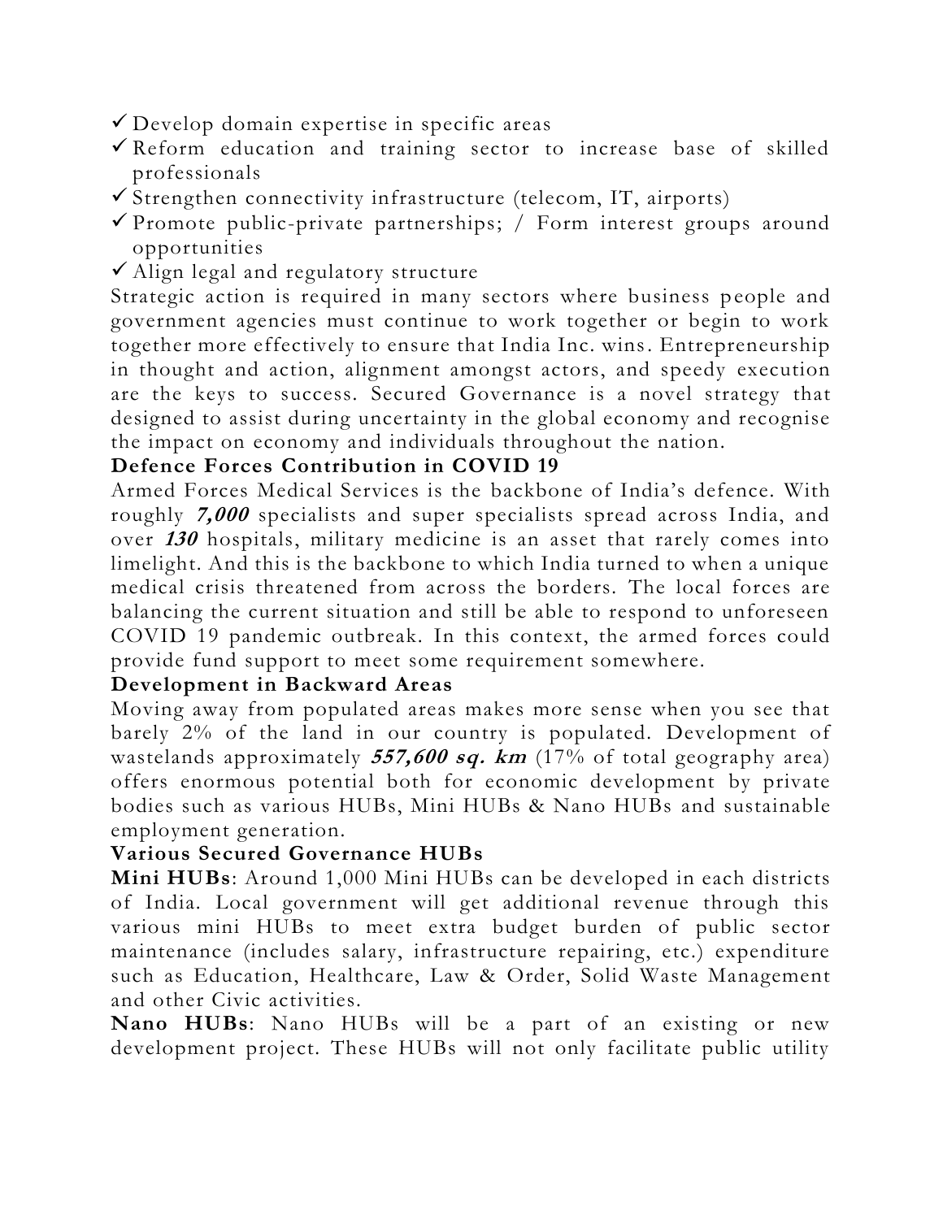- ✓ Develop domain expertise in specific areas
- ✓ Reform education and training sector to increase base of skilled professionals
- ✓ Strengthen connectivity infrastructure (telecom, IT, airports)
- ✓ Promote public-private partnerships; / Form interest groups around opportunities
- ✓ Align legal and regulatory structure

Strategic action is required in many sectors where business people and government agencies must continue to work together or begin to work together more effectively to ensure that India Inc. wins. Entrepreneurship in thought and action, alignment amongst actors, and speedy execution are the keys to success. Secured Governance is a novel strategy that designed to assist during uncertainty in the global economy and recognise the impact on economy and individuals throughout the nation.

**Defence Forces Contribution in COVID 19**

Armed Forces Medical Services is the backbone of India's defence. With roughly ***7,000*** specialists and super specialists spread across India, and over ***130*** hospitals, military medicine is an asset that rarely comes into limelight. And this is the backbone to which India turned to when a unique medical crisis threatened from across the borders. The local forces are balancing the current situation and still be able to respond to unforeseen COVID 19 pandemic outbreak. In this context, the armed forces could provide fund support to meet some requirement somewhere.

**Development in Backward Areas**

Moving away from populated areas makes more sense when you see that barely 2% of the land in our country is populated. Development of wastelands approximately ***557,600 sq. km*** (17% of total geography area) offers enormous potential both for economic development by private bodies such as various HUBs, Mini HUBs & Nano HUBs and sustainable employment generation.

**Various Secured Governance HUBs**

**Mini HUBs**: Around 1,000 Mini HUBs can be developed in each districts of India. Local government will get additional revenue through this various mini HUBs to meet extra budget burden of public sector maintenance (includes salary, infrastructure repairing, etc.) expenditure such as Education, Healthcare, Law & Order, Solid Waste Management and other Civic activities.

**Nano HUBs**: Nano HUBs will be a part of an existing or new development project. These HUBs will not only facilitate public utility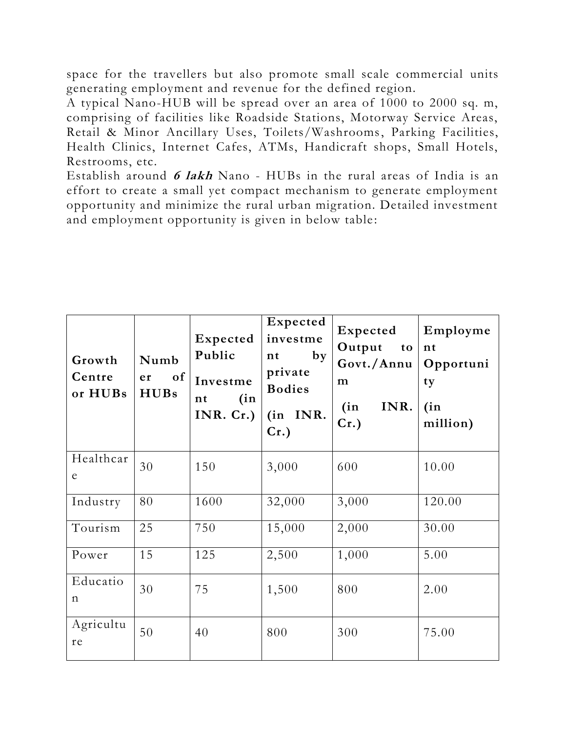space for the travellers but also promote small scale commercial units generating employment and revenue for the defined region.

A typical Nano-HUB will be spread over an area of 1000 to 2000 sq. m, comprising of facilities like Roadside Stations, Motorway Service Areas, Retail & Minor Ancillary Uses, Toilets/Washrooms, Parking Facilities, Health Clinics, Internet Cafes, ATMs, Handicraft shops, Small Hotels, Restrooms, etc.

Establish around ***6 lakh*** Nano - HUBs in the rural areas of India is an effort to create a small yet compact mechanism to generate employment opportunity and minimize the rural urban migration. Detailed investment and employment opportunity is given in below table:

| **Growth Centre or HUBs** | **Number of HUBs** | **Expected Public Investment (in INR. Cr.)** | **Expected investment by private Bodies (in INR. Cr.)** | **Expected Output to Govt./Annum (in INR. Cr.)** | **Employment Opportunity (in million)** |
|---|---|---|---|---|---|
| Healthcare | 30 | 150 | 3,000 | 600 | 10.00 |
| Industry | 80 | 1600 | 32,000 | 3,000 | 120.00 |
| Tourism | 25 | 750 | 15,000 | 2,000 | 30.00 |
| Power | 15 | 125 | 2,500 | 1,000 | 5.00 |
| Education | 30 | 75 | 1,500 | 800 | 2.00 |
| Agriculture | 50 | 40 | 800 | 300 | 75.00 |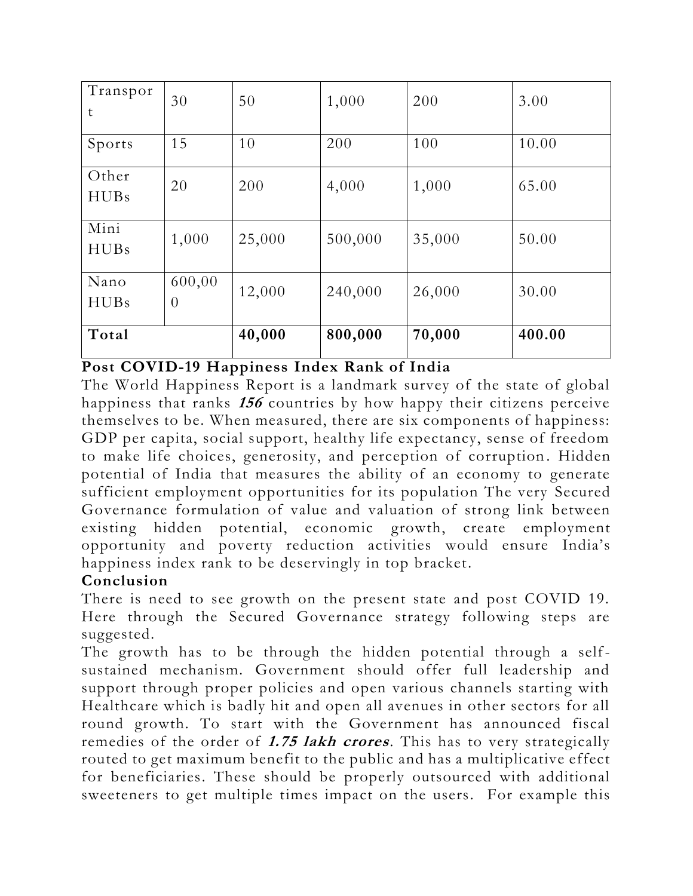| | | | | | |
|---|---|---|---|---|---|
| Transport | 30 | 50 | 1,000 | 200 | 3.00 |
| Sports | 15 | 10 | 200 | 100 | 10.00 |
| Other HUBs | 20 | 200 | 4,000 | 1,000 | 65.00 |
| Mini HUBs | 1,000 | 25,000 | 500,000 | 35,000 | 50.00 |
| Nano HUBs | 600,000 | 12,000 | 240,000 | 26,000 | 30.00 |
| **Total** | | **40,000** | **800,000** | **70,000** | **400.00** |

**Post COVID-19 Happiness Index Rank of India**

The World Happiness Report is a landmark survey of the state of global happiness that ranks ***156*** countries by how happy their citizens perceive themselves to be. When measured, there are six components of happiness: GDP per capita, social support, healthy life expectancy, sense of freedom to make life choices, generosity, and perception of corruption. Hidden potential of India that measures the ability of an economy to generate sufficient employment opportunities for its population The very Secured Governance formulation of value and valuation of strong link between existing hidden potential, economic growth, create employment opportunity and poverty reduction activities would ensure India's happiness index rank to be deservingly in top bracket.

**Conclusion**

There is need to see growth on the present state and post COVID 19. Here through the Secured Governance strategy following steps are suggested.

The growth has to be through the hidden potential through a self-sustained mechanism. Government should offer full leadership and support through proper policies and open various channels starting with Healthcare which is badly hit and open all avenues in other sectors for all round growth. To start with the Government has announced fiscal remedies of the order of ***1.75 lakh crores***. This has to very strategically routed to get maximum benefit to the public and has a multiplicative effect for beneficiaries. These should be properly outsourced with additional sweeteners to get multiple times impact on the users. For example this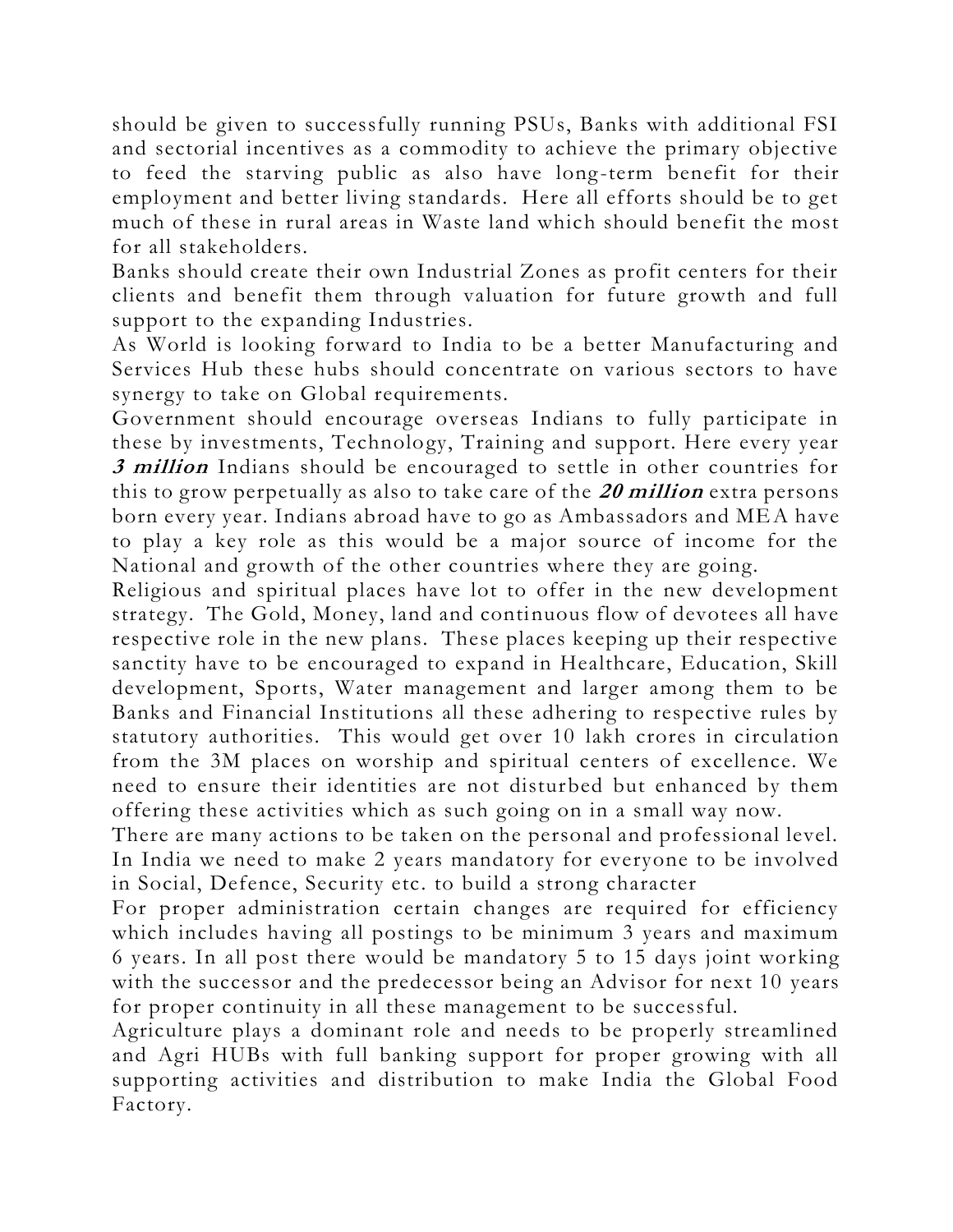should be given to successfully running PSUs, Banks with additional FSI and sectorial incentives as a commodity to achieve the primary objective to feed the starving public as also have long-term benefit for their employment and better living standards. Here all efforts should be to get much of these in rural areas in Waste land which should benefit the most for all stakeholders.

Banks should create their own Industrial Zones as profit centers for their clients and benefit them through valuation for future growth and full support to the expanding Industries.

As World is looking forward to India to be a better Manufacturing and Services Hub these hubs should concentrate on various sectors to have synergy to take on Global requirements.

Government should encourage overseas Indians to fully participate in these by investments, Technology, Training and support. Here every year ***3 million*** Indians should be encouraged to settle in other countries for this to grow perpetually as also to take care of the ***20 million*** extra persons born every year. Indians abroad have to go as Ambassadors and MEA have to play a key role as this would be a major source of income for the National and growth of the other countries where they are going.

Religious and spiritual places have lot to offer in the new development strategy. The Gold, Money, land and continuous flow of devotees all have respective role in the new plans. These places keeping up their respective sanctity have to be encouraged to expand in Healthcare, Education, Skill development, Sports, Water management and larger among them to be Banks and Financial Institutions all these adhering to respective rules by statutory authorities. This would get over 10 lakh crores in circulation from the 3M places on worship and spiritual centers of excellence. We need to ensure their identities are not disturbed but enhanced by them offering these activities which as such going on in a small way now.

There are many actions to be taken on the personal and professional level. In India we need to make 2 years mandatory for everyone to be involved in Social, Defence, Security etc. to build a strong character

For proper administration certain changes are required for efficiency which includes having all postings to be minimum 3 years and maximum 6 years. In all post there would be mandatory 5 to 15 days joint working with the successor and the predecessor being an Advisor for next 10 years for proper continuity in all these management to be successful.

Agriculture plays a dominant role and needs to be properly streamlined and Agri HUBs with full banking support for proper growing with all supporting activities and distribution to make India the Global Food Factory.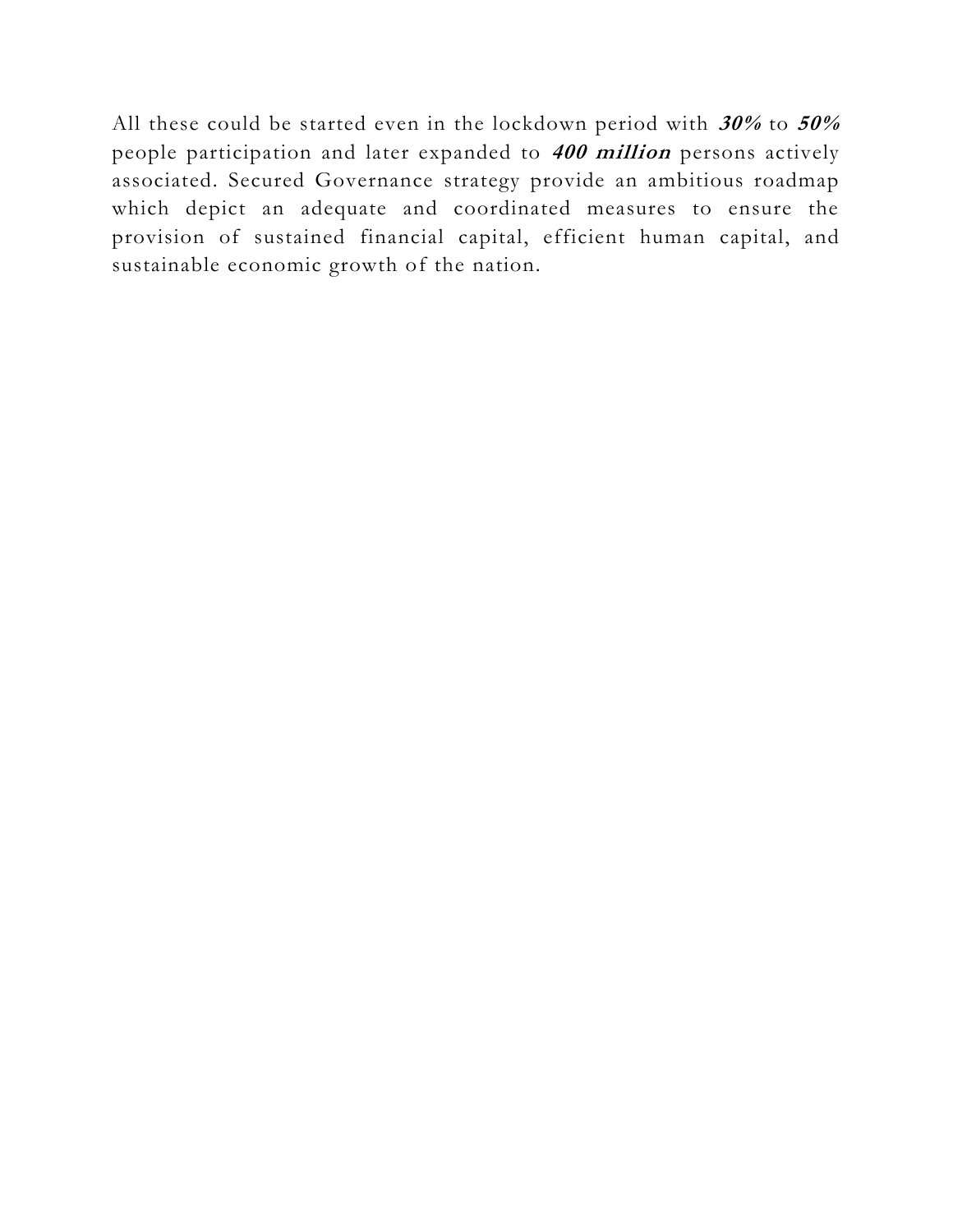All these could be started even in the lockdown period with ***30%*** to ***50%*** people participation and later expanded to ***400 million*** persons actively associated. Secured Governance strategy provide an ambitious roadmap which depict an adequate and coordinated measures to ensure the provision of sustained financial capital, efficient human capital, and sustainable economic growth of the nation.